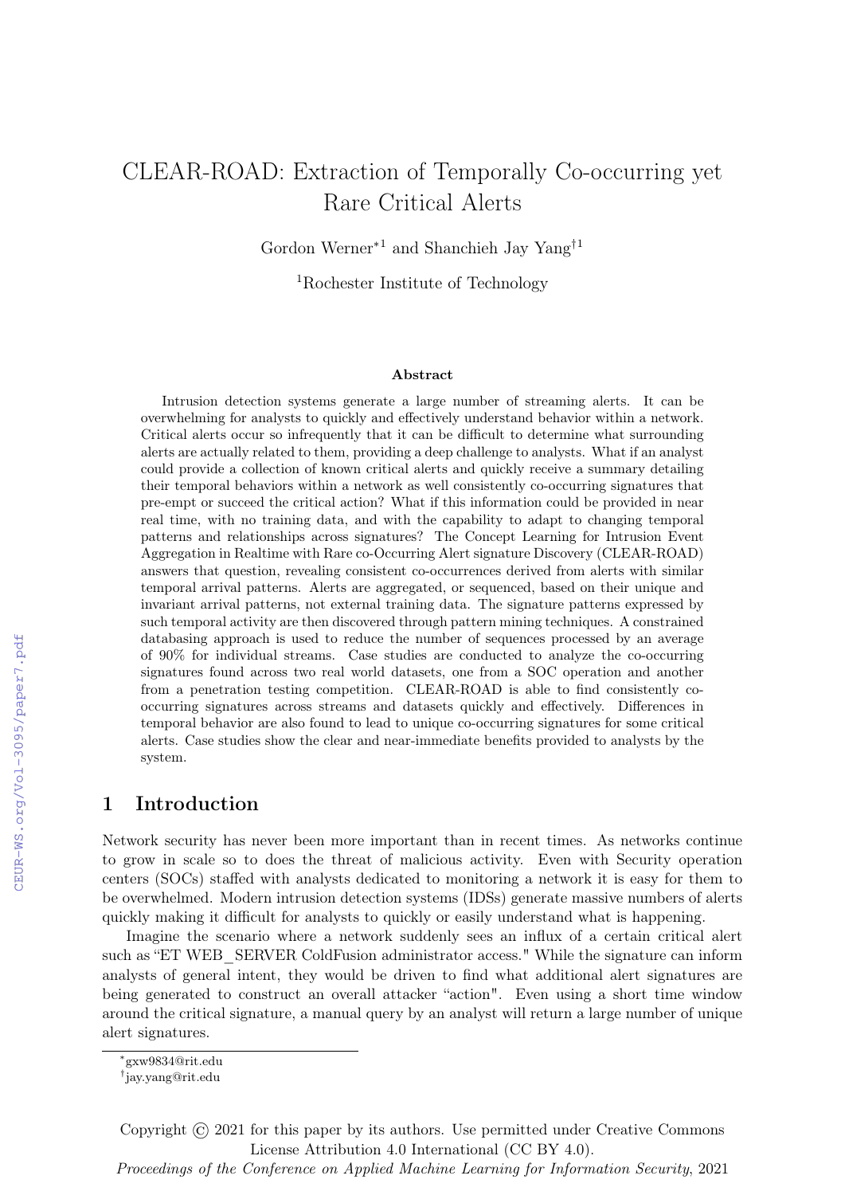# CLEAR-ROAD: Extraction of Temporally Co-occurring yet Rare Critical Alerts

Gordon Werner[*1] and Shanchieh Jay Yang[†1]

[1]Rochester Institute of Technology

### Abstract

Intrusion detection systems generate a large number of streaming alerts. It can be overwhelming for analysts to quickly and effectively understand behavior within a network. Critical alerts occur so infrequently that it can be difficult to determine what surrounding alerts are actually related to them, providing a deep challenge to analysts. What if an analyst could provide a collection of known critical alerts and quickly receive a summary detailing their temporal behaviors within a network as well consistently co-occurring signatures that pre-empt or succeed the critical action? What if this information could be provided in near real time, with no training data, and with the capability to adapt to changing temporal patterns and relationships across signatures? The Concept Learning for Intrusion Event Aggregation in Realtime with Rare co-Occurring Alert signature Discovery (CLEAR-ROAD) answers that question, revealing consistent co-occurrences derived from alerts with similar temporal arrival patterns. Alerts are aggregated, or sequenced, based on their unique and invariant arrival patterns, not external training data. The signature patterns expressed by such temporal activity are then discovered through pattern mining techniques. A constrained databasing approach is used to reduce the number of sequences processed by an average of 90% for individual streams. Case studies are conducted to analyze the co-occurring signatures found across two real world datasets, one from a SOC operation and another from a penetration testing competition. CLEAR-ROAD is able to find consistently co-occurring signatures across streams and datasets quickly and effectively. Differences in temporal behavior are also found to lead to unique co-occurring signatures for some critical alerts. Case studies show the clear and near-immediate benefits provided to analysts by the system.

## 1 Introduction

Network security has never been more important than in recent times. As networks continue to grow in scale so to does the threat of malicious activity. Even with Security operation centers (SOCs) staffed with analysts dedicated to monitoring a network it is easy for them to be overwhelmed. Modern intrusion detection systems (IDSs) generate massive numbers of alerts quickly making it difficult for analysts to quickly or easily understand what is happening.

Imagine the scenario where a network suddenly sees an influx of a certain critical alert such as "ET WEB_SERVER ColdFusion administrator access." While the signature can inform analysts of general intent, they would be driven to find what additional alert signatures are being generated to construct an overall attacker "action". Even using a short time window around the critical signature, a manual query by an analyst will return a large number of unique alert signatures.

[*]gxw9834@rit.edu

[†]jay.yang@rit.edu

Copyright © 2021 for this paper by its authors. Use permitted under Creative Commons License Attribution 4.0 International (CC BY 4.0).

*Proceedings of the Conference on Applied Machine Learning for Information Security*, 2021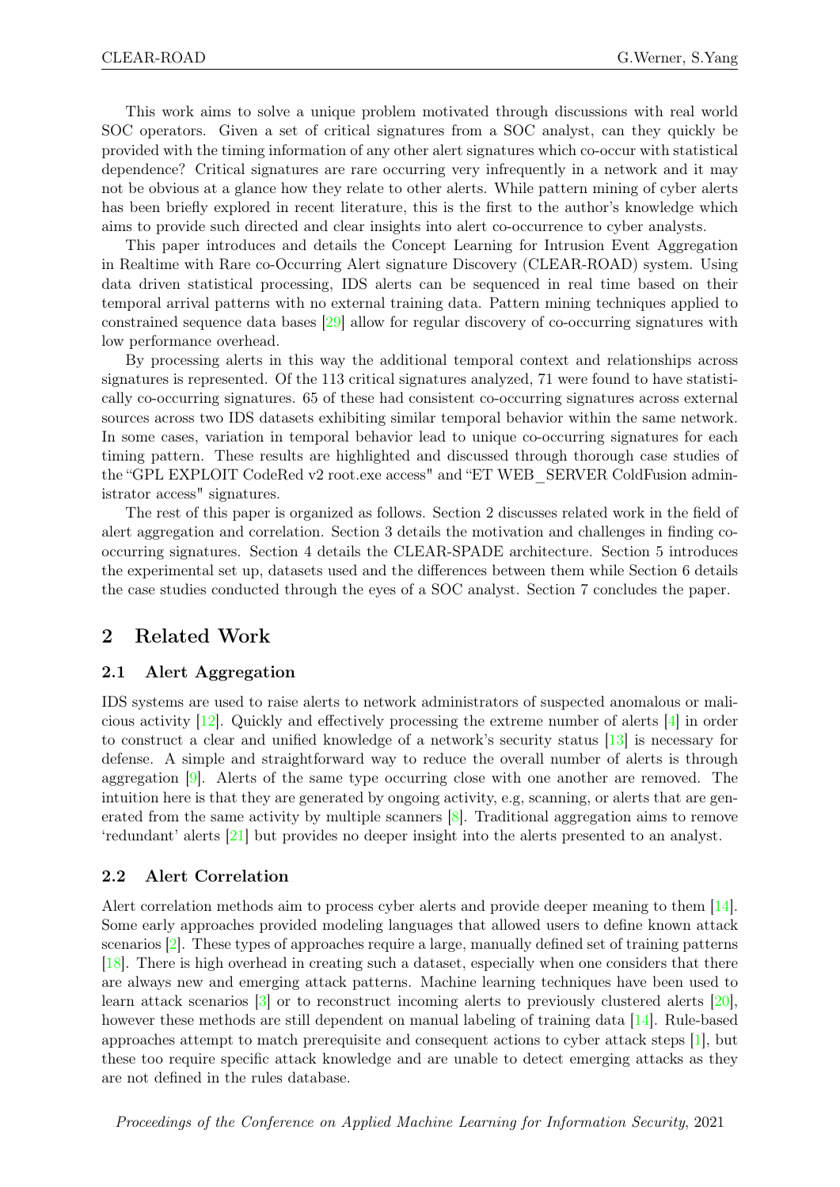This work aims to solve a unique problem motivated through discussions with real world SOC operators. Given a set of critical signatures from a SOC analyst, can they quickly be provided with the timing information of any other alert signatures which co-occur with statistical dependence? Critical signatures are rare occurring very infrequently in a network and it may not be obvious at a glance how they relate to other alerts. While pattern mining of cyber alerts has been briefly explored in recent literature, this is the first to the author's knowledge which aims to provide such directed and clear insights into alert co-occurrence to cyber analysts.

This paper introduces and details the Concept Learning for Intrusion Event Aggregation in Realtime with Rare co-Occurring Alert signature Discovery (CLEAR-ROAD) system. Using data driven statistical processing, IDS alerts can be sequenced in real time based on their temporal arrival patterns with no external training data. Pattern mining techniques applied to constrained sequence data bases [29] allow for regular discovery of co-occurring signatures with low performance overhead.

By processing alerts in this way the additional temporal context and relationships across signatures is represented. Of the 113 critical signatures analyzed, 71 were found to have statistically co-occurring signatures. 65 of these had consistent co-occurring signatures across external sources across two IDS datasets exhibiting similar temporal behavior within the same network. In some cases, variation in temporal behavior lead to unique co-occurring signatures for each timing pattern. These results are highlighted and discussed through thorough case studies of the "GPL EXPLOIT CodeRed v2 root.exe access" and "ET WEB_SERVER ColdFusion administrator access" signatures.

The rest of this paper is organized as follows. Section 2 discusses related work in the field of alert aggregation and correlation. Section 3 details the motivation and challenges in finding co-occurring signatures. Section 4 details the CLEAR-SPADE architecture. Section 5 introduces the experimental set up, datasets used and the differences between them while Section 6 details the case studies conducted through the eyes of a SOC analyst. Section 7 concludes the paper.

## 2 Related Work

### 2.1 Alert Aggregation

IDS systems are used to raise alerts to network administrators of suspected anomalous or malicious activity [12]. Quickly and effectively processing the extreme number of alerts [4] in order to construct a clear and unified knowledge of a network's security status [13] is necessary for defense. A simple and straightforward way to reduce the overall number of alerts is through aggregation [9]. Alerts of the same type occurring close with one another are removed. The intuition here is that they are generated by ongoing activity, e.g, scanning, or alerts that are generated from the same activity by multiple scanners [8]. Traditional aggregation aims to remove 'redundant' alerts [21] but provides no deeper insight into the alerts presented to an analyst.

### 2.2 Alert Correlation

Alert correlation methods aim to process cyber alerts and provide deeper meaning to them [14]. Some early approaches provided modeling languages that allowed users to define known attack scenarios [2]. These types of approaches require a large, manually defined set of training patterns [18]. There is high overhead in creating such a dataset, especially when one considers that there are always new and emerging attack patterns. Machine learning techniques have been used to learn attack scenarios [3] or to reconstruct incoming alerts to previously clustered alerts [20], however these methods are still dependent on manual labeling of training data [14]. Rule-based approaches attempt to match prerequisite and consequent actions to cyber attack steps [1], but these too require specific attack knowledge and are unable to detect emerging attacks as they are not defined in the rules database.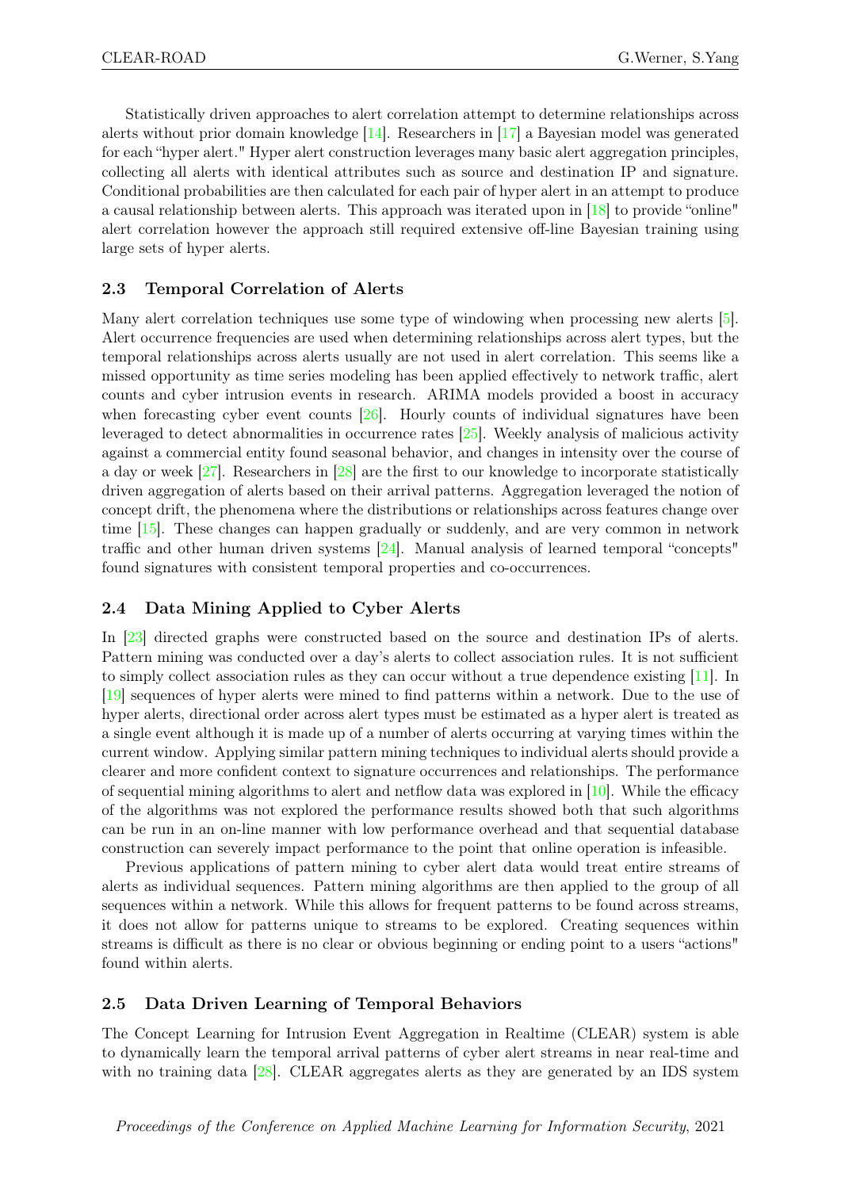Statistically driven approaches to alert correlation attempt to determine relationships across alerts without prior domain knowledge [14]. Researchers in [17] a Bayesian model was generated for each "hyper alert." Hyper alert construction leverages many basic alert aggregation principles, collecting all alerts with identical attributes such as source and destination IP and signature. Conditional probabilities are then calculated for each pair of hyper alert in an attempt to produce a causal relationship between alerts. This approach was iterated upon in [18] to provide "online" alert correlation however the approach still required extensive off-line Bayesian training using large sets of hyper alerts.

### 2.3 Temporal Correlation of Alerts

Many alert correlation techniques use some type of windowing when processing new alerts [5]. Alert occurrence frequencies are used when determining relationships across alert types, but the temporal relationships across alerts usually are not used in alert correlation. This seems like a missed opportunity as time series modeling has been applied effectively to network traffic, alert counts and cyber intrusion events in research. ARIMA models provided a boost in accuracy when forecasting cyber event counts [26]. Hourly counts of individual signatures have been leveraged to detect abnormalities in occurrence rates [25]. Weekly analysis of malicious activity against a commercial entity found seasonal behavior, and changes in intensity over the course of a day or week [27]. Researchers in [28] are the first to our knowledge to incorporate statistically driven aggregation of alerts based on their arrival patterns. Aggregation leveraged the notion of concept drift, the phenomena where the distributions or relationships across features change over time [15]. These changes can happen gradually or suddenly, and are very common in network traffic and other human driven systems [24]. Manual analysis of learned temporal "concepts" found signatures with consistent temporal properties and co-occurrences.

### 2.4 Data Mining Applied to Cyber Alerts

In [23] directed graphs were constructed based on the source and destination IPs of alerts. Pattern mining was conducted over a day's alerts to collect association rules. It is not sufficient to simply collect association rules as they can occur without a true dependence existing [11]. In [19] sequences of hyper alerts were mined to find patterns within a network. Due to the use of hyper alerts, directional order across alert types must be estimated as a hyper alert is treated as a single event although it is made up of a number of alerts occurring at varying times within the current window. Applying similar pattern mining techniques to individual alerts should provide a clearer and more confident context to signature occurrences and relationships. The performance of sequential mining algorithms to alert and netflow data was explored in [10]. While the efficacy of the algorithms was not explored the performance results showed both that such algorithms can be run in an on-line manner with low performance overhead and that sequential database construction can severely impact performance to the point that online operation is infeasible.

Previous applications of pattern mining to cyber alert data would treat entire streams of alerts as individual sequences. Pattern mining algorithms are then applied to the group of all sequences within a network. While this allows for frequent patterns to be found across streams, it does not allow for patterns unique to streams to be explored. Creating sequences within streams is difficult as there is no clear or obvious beginning or ending point to a users "actions" found within alerts.

### 2.5 Data Driven Learning of Temporal Behaviors

The Concept Learning for Intrusion Event Aggregation in Realtime (CLEAR) system is able to dynamically learn the temporal arrival patterns of cyber alert streams in near real-time and with no training data [28]. CLEAR aggregates alerts as they are generated by an IDS system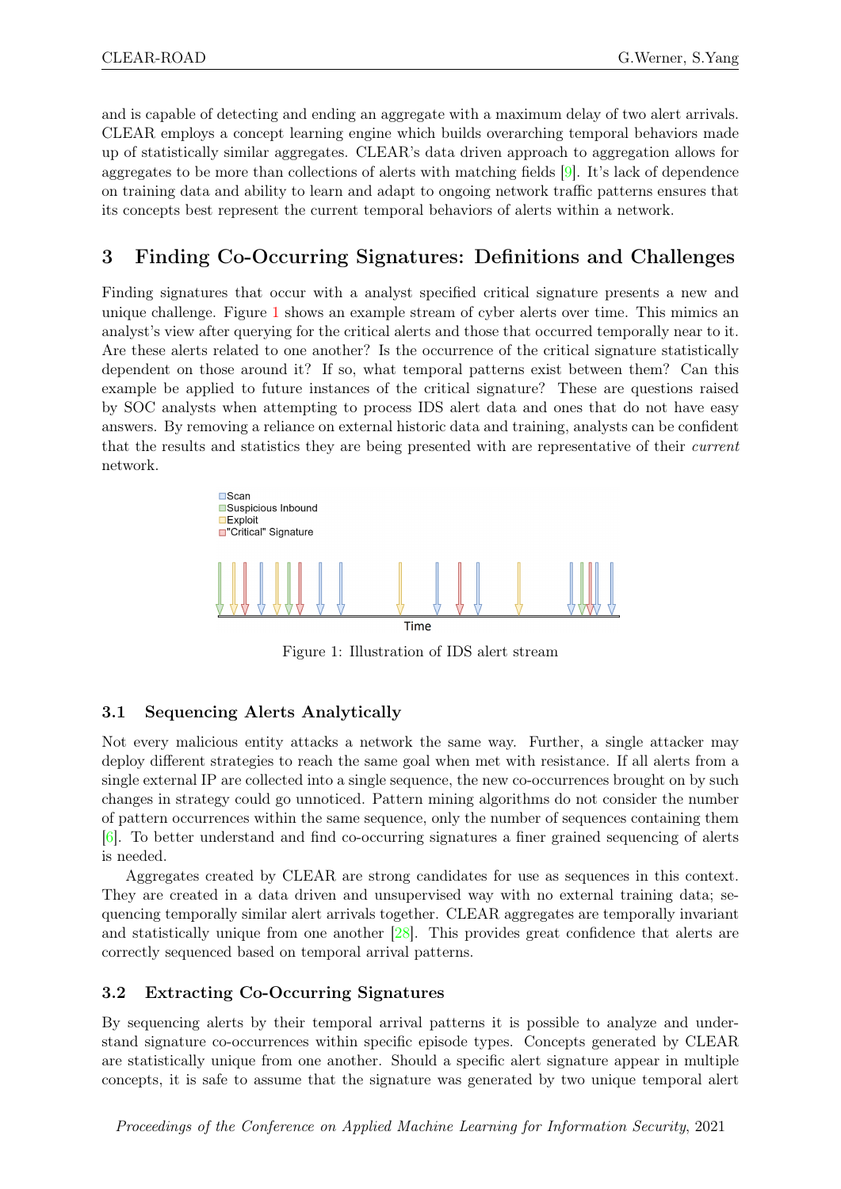and is capable of detecting and ending an aggregate with a maximum delay of two alert arrivals. CLEAR employs a concept learning engine which builds overarching temporal behaviors made up of statistically similar aggregates. CLEAR's data driven approach to aggregation allows for aggregates to be more than collections of alerts with matching fields [9]. It's lack of dependence on training data and ability to learn and adapt to ongoing network traffic patterns ensures that its concepts best represent the current temporal behaviors of alerts within a network.

## 3 Finding Co-Occurring Signatures: Definitions and Challenges

Finding signatures that occur with a analyst specified critical signature presents a new and unique challenge. Figure 1 shows an example stream of cyber alerts over time. This mimics an analyst's view after querying for the critical alerts and those that occurred temporally near to it. Are these alerts related to one another? Is the occurrence of the critical signature statistically dependent on those around it? If so, what temporal patterns exist between them? Can this example be applied to future instances of the critical signature? These are questions raised by SOC analysts when attempting to process IDS alert data and ones that do not have easy answers. By removing a reliance on external historic data and training, analysts can be confident that the results and statistics they are being presented with are representative of their *current* network.

Figure 1: Illustration of IDS alert stream

### 3.1 Sequencing Alerts Analytically

Not every malicious entity attacks a network the same way. Further, a single attacker may deploy different strategies to reach the same goal when met with resistance. If all alerts from a single external IP are collected into a single sequence, the new co-occurrences brought on by such changes in strategy could go unnoticed. Pattern mining algorithms do not consider the number of pattern occurrences within the same sequence, only the number of sequences containing them [6]. To better understand and find co-occurring signatures a finer grained sequencing of alerts is needed.

Aggregates created by CLEAR are strong candidates for use as sequences in this context. They are created in a data driven and unsupervised way with no external training data; sequencing temporally similar alert arrivals together. CLEAR aggregates are temporally invariant and statistically unique from one another [28]. This provides great confidence that alerts are correctly sequenced based on temporal arrival patterns.

### 3.2 Extracting Co-Occurring Signatures

By sequencing alerts by their temporal arrival patterns it is possible to analyze and understand signature co-occurrences within specific episode types. Concepts generated by CLEAR are statistically unique from one another. Should a specific alert signature appear in multiple concepts, it is safe to assume that the signature was generated by two unique temporal alert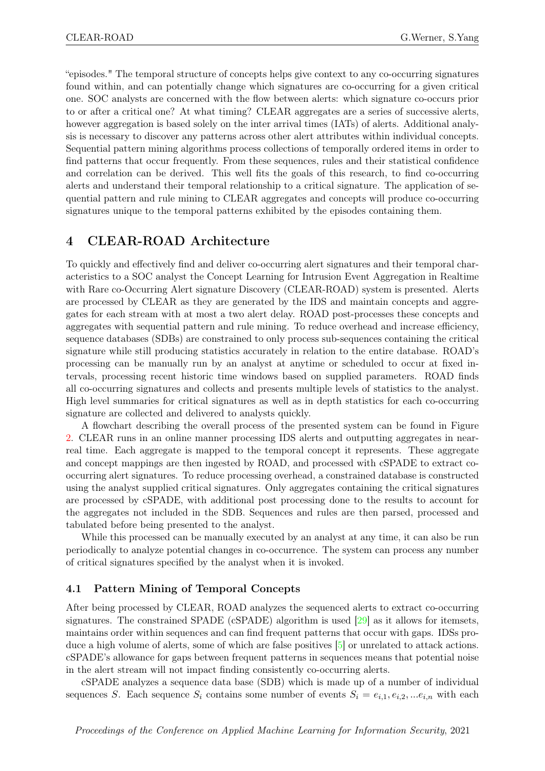"episodes." The temporal structure of concepts helps give context to any co-occurring signatures found within, and can potentially change which signatures are co-occurring for a given critical one. SOC analysts are concerned with the flow between alerts: which signature co-occurs prior to or after a critical one? At what timing? CLEAR aggregates are a series of successive alerts, however aggregation is based solely on the inter arrival times (IATs) of alerts. Additional analysis is necessary to discover any patterns across other alert attributes within individual concepts. Sequential pattern mining algorithms process collections of temporally ordered items in order to find patterns that occur frequently. From these sequences, rules and their statistical confidence and correlation can be derived. This well fits the goals of this research, to find co-occurring alerts and understand their temporal relationship to a critical signature. The application of sequential pattern and rule mining to CLEAR aggregates and concepts will produce co-occurring signatures unique to the temporal patterns exhibited by the episodes containing them.

## 4 CLEAR-ROAD Architecture

To quickly and effectively find and deliver co-occurring alert signatures and their temporal characteristics to a SOC analyst the Concept Learning for Intrusion Event Aggregation in Realtime with Rare co-Occurring Alert signature Discovery (CLEAR-ROAD) system is presented. Alerts are processed by CLEAR as they are generated by the IDS and maintain concepts and aggregates for each stream with at most a two alert delay. ROAD post-processes these concepts and aggregates with sequential pattern and rule mining. To reduce overhead and increase efficiency, sequence databases (SDBs) are constrained to only process sub-sequences containing the critical signature while still producing statistics accurately in relation to the entire database. ROAD's processing can be manually run by an analyst at anytime or scheduled to occur at fixed intervals, processing recent historic time windows based on supplied parameters. ROAD finds all co-occurring signatures and collects and presents multiple levels of statistics to the analyst. High level summaries for critical signatures as well as in depth statistics for each co-occurring signature are collected and delivered to analysts quickly.

A flowchart describing the overall process of the presented system can be found in Figure 2. CLEAR runs in an online manner processing IDS alerts and outputting aggregates in near-real time. Each aggregate is mapped to the temporal concept it represents. These aggregate and concept mappings are then ingested by ROAD, and processed with cSPADE to extract co-occurring alert signatures. To reduce processing overhead, a constrained database is constructed using the analyst supplied critical signatures. Only aggregates containing the critical signatures are processed by cSPADE, with additional post processing done to the results to account for the aggregates not included in the SDB. Sequences and rules are then parsed, processed and tabulated before being presented to the analyst.

While this processed can be manually executed by an analyst at any time, it can also be run periodically to analyze potential changes in co-occurrence. The system can process any number of critical signatures specified by the analyst when it is invoked.

### 4.1 Pattern Mining of Temporal Concepts

After being processed by CLEAR, ROAD analyzes the sequenced alerts to extract co-occurring signatures. The constrained SPADE (cSPADE) algorithm is used [29] as it allows for itemsets, maintains order within sequences and can find frequent patterns that occur with gaps. IDSs produce a high volume of alerts, some of which are false positives [5] or unrelated to attack actions. cSPADE's allowance for gaps between frequent patterns in sequences means that potential noise in the alert stream will not impact finding consistently co-occurring alerts.

cSPADE analyzes a sequence data base (SDB) which is made up of a number of individual sequences $S$. Each sequence $S_i$ contains some number of events $S_i = e_{i,1}, e_{i,2}, ...e_{i,n}$ with each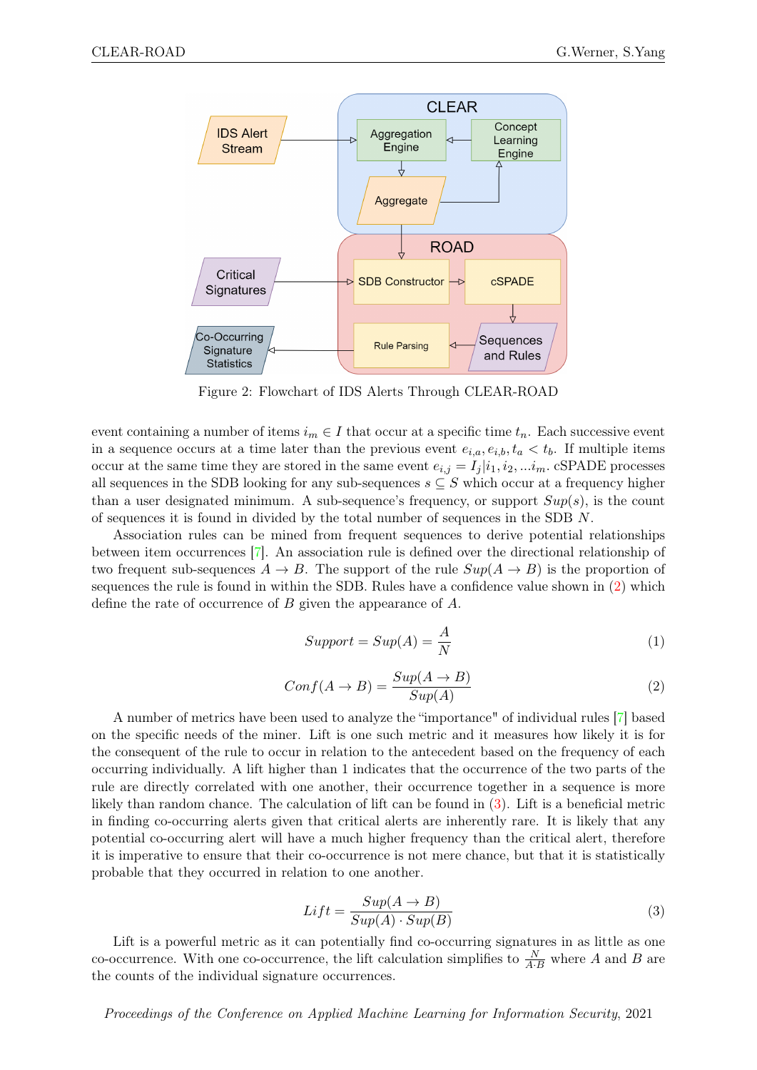Figure 2: Flowchart of IDS Alerts Through CLEAR-ROAD

event containing a number of items $i_m \in I$ that occur at a specific time $t_n$. Each successive event in a sequence occurs at a time later than the previous event $e_{i,a}, e_{i,b}, t_a < t_b$. If multiple items occur at the same time they are stored in the same event $e_{i,j} = I_j | i_1, i_2, ... i_m$. cSPADE processes all sequences in the SDB looking for any sub-sequences $s \subseteq S$ which occur at a frequency higher than a user designated minimum. A sub-sequence's frequency, or support $Sup(s)$, is the count of sequences it is found in divided by the total number of sequences in the SDB $N$.

Association rules can be mined from frequent sequences to derive potential relationships between item occurrences [7]. An association rule is defined over the directional relationship of two frequent sub-sequences $A \rightarrow B$. The support of the rule $Sup(A \rightarrow B)$ is the proportion of sequences the rule is found in within the SDB. Rules have a confidence value shown in (2) which define the rate of occurrence of $B$ given the appearance of $A$.

$$Support = Sup(A) = \frac{A}{N} \tag{1}$$

$$Conf(A \rightarrow B) = \frac{Sup(A \rightarrow B)}{Sup(A)} \tag{2}$$

A number of metrics have been used to analyze the "importance" of individual rules [7] based on the specific needs of the miner. Lift is one such metric and it measures how likely it is for the consequent of the rule to occur in relation to the antecedent based on the frequency of each occurring individually. A lift higher than 1 indicates that the occurrence of the two parts of the rule are directly correlated with one another, their occurrence together in a sequence is more likely than random chance. The calculation of lift can be found in (3). Lift is a beneficial metric in finding co-occurring alerts given that critical alerts are inherently rare. It is likely that any potential co-occurring alert will have a much higher frequency than the critical alert, therefore it is imperative to ensure that their co-occurrence is not mere chance, but that it is statistically probable that they occurred in relation to one another.

$$Lift = \frac{Sup(A \rightarrow B)}{Sup(A) \cdot Sup(B)} \tag{3}$$

Lift is a powerful metric as it can potentially find co-occurring signatures in as little as one co-occurrence. With one co-occurrence, the lift calculation simplifies to $\frac{N}{A \cdot B}$ where $A$ and $B$ are the counts of the individual signature occurrences.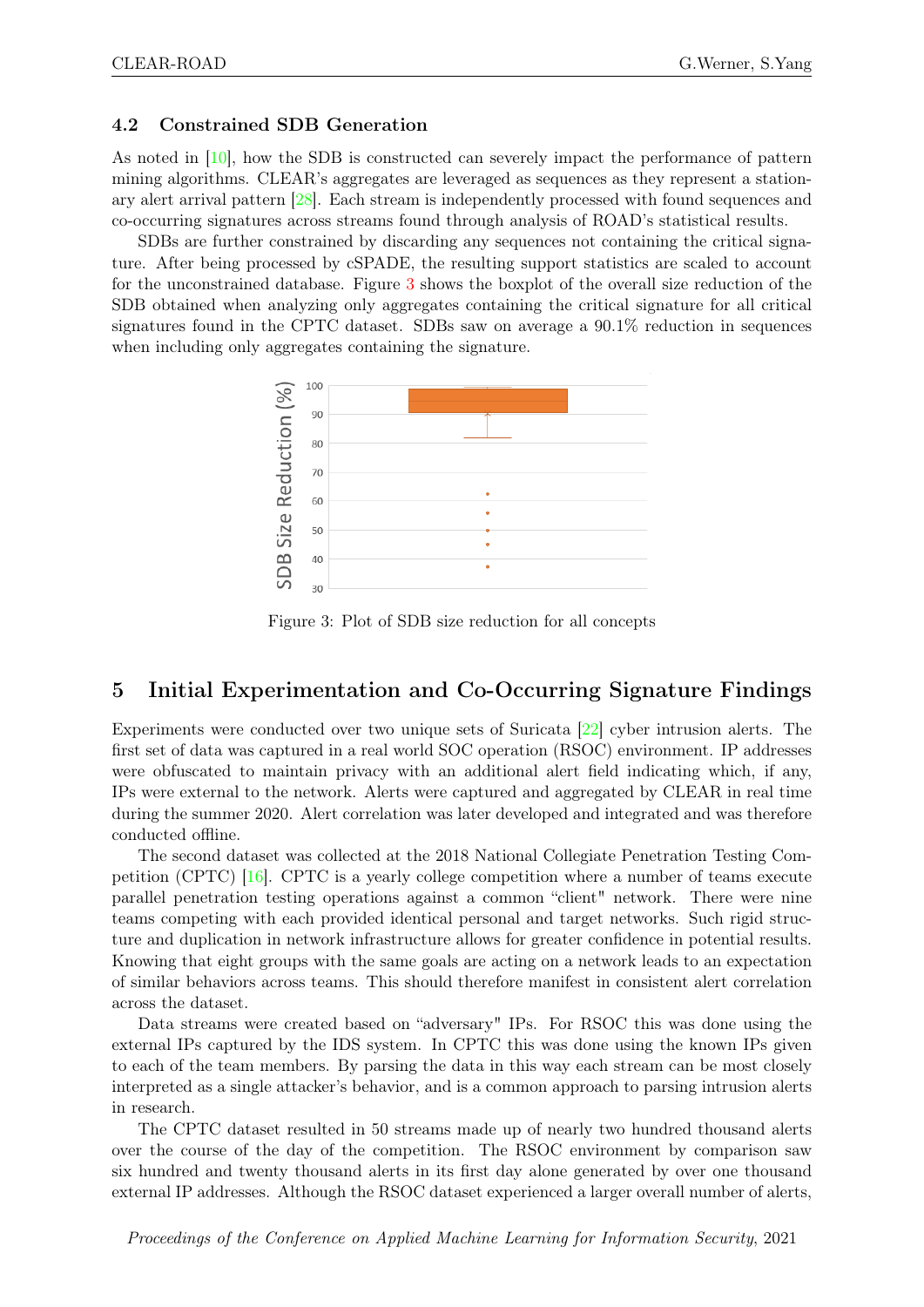### 4.2 Constrained SDB Generation

As noted in [10], how the SDB is constructed can severely impact the performance of pattern mining algorithms. CLEAR's aggregates are leveraged as sequences as they represent a stationary alert arrival pattern [28]. Each stream is independently processed with found sequences and co-occurring signatures across streams found through analysis of ROAD's statistical results.

SDBs are further constrained by discarding any sequences not containing the critical signature. After being processed by cSPADE, the resulting support statistics are scaled to account for the unconstrained database. Figure 3 shows the boxplot of the overall size reduction of the SDB obtained when analyzing only aggregates containing the critical signature for all critical signatures found in the CPTC dataset. SDBs saw on average a 90.1% reduction in sequences when including only aggregates containing the signature.

Figure 3: Plot of SDB size reduction for all concepts

## 5 Initial Experimentation and Co-Occurring Signature Findings

Experiments were conducted over two unique sets of Suricata [22] cyber intrusion alerts. The first set of data was captured in a real world SOC operation (RSOC) environment. IP addresses were obfuscated to maintain privacy with an additional alert field indicating which, if any, IPs were external to the network. Alerts were captured and aggregated by CLEAR in real time during the summer 2020. Alert correlation was later developed and integrated and was therefore conducted offline.

The second dataset was collected at the 2018 National Collegiate Penetration Testing Competition (CPTC) [16]. CPTC is a yearly college competition where a number of teams execute parallel penetration testing operations against a common "client" network. There were nine teams competing with each provided identical personal and target networks. Such rigid structure and duplication in network infrastructure allows for greater confidence in potential results. Knowing that eight groups with the same goals are acting on a network leads to an expectation of similar behaviors across teams. This should therefore manifest in consistent alert correlation across the dataset.

Data streams were created based on "adversary" IPs. For RSOC this was done using the external IPs captured by the IDS system. In CPTC this was done using the known IPs given to each of the team members. By parsing the data in this way each stream can be most closely interpreted as a single attacker's behavior, and is a common approach to parsing intrusion alerts in research.

The CPTC dataset resulted in 50 streams made up of nearly two hundred thousand alerts over the course of the day of the competition. The RSOC environment by comparison saw six hundred and twenty thousand alerts in its first day alone generated by over one thousand external IP addresses. Although the RSOC dataset experienced a larger overall number of alerts,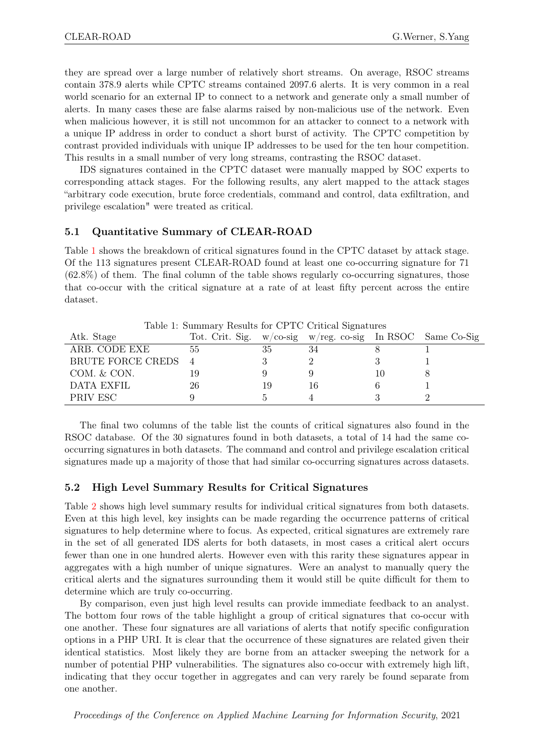they are spread over a large number of relatively short streams. On average, RSOC streams contain 378.9 alerts while CPTC streams contained 2097.6 alerts. It is very common in a real world scenario for an external IP to connect to a network and generate only a small number of alerts. In many cases these are false alarms raised by non-malicious use of the network. Even when malicious however, it is still not uncommon for an attacker to connect to a network with a unique IP address in order to conduct a short burst of activity. The CPTC competition by contrast provided individuals with unique IP addresses to be used for the ten hour competition. This results in a small number of very long streams, contrasting the RSOC dataset.

IDS signatures contained in the CPTC dataset were manually mapped by SOC experts to corresponding attack stages. For the following results, any alert mapped to the attack stages "arbitrary code execution, brute force credentials, command and control, data exfiltration, and privilege escalation" were treated as critical.

### 5.1 Quantitative Summary of CLEAR-ROAD

Table 1 shows the breakdown of critical signatures found in the CPTC dataset by attack stage. Of the 113 signatures present CLEAR-ROAD found at least one co-occurring signature for 71 (62.8%) of them. The final column of the table shows regularly co-occurring signatures, those that co-occur with the critical signature at a rate of at least fifty percent across the entire dataset.

Table 1: Summary Results for CPTC Critical Signatures

| Atk. Stage | Tot. Crit. Sig. | w/co-sig | w/reg. co-sig | In RSOC | Same Co-Sig |
|---|---|---|---|---|---|
| ARB. CODE EXE | 55 | 35 | 34 | 8 | 1 |
| BRUTE FORCE CREDS | 4 | 3 | 2 | 3 | 1 |
| COM. & CON. | 19 | 9 | 9 | 10 | 8 |
| DATA EXFIL | 26 | 19 | 16 | 6 | 1 |
| PRIV ESC | 9 | 5 | 4 | 3 | 2 |

The final two columns of the table list the counts of critical signatures also found in the RSOC database. Of the 30 signatures found in both datasets, a total of 14 had the same co-occurring signatures in both datasets. The command and control and privilege escalation critical signatures made up a majority of those that had similar co-occurring signatures across datasets.

### 5.2 High Level Summary Results for Critical Signatures

Table 2 shows high level summary results for individual critical signatures from both datasets. Even at this high level, key insights can be made regarding the occurrence patterns of critical signatures to help determine where to focus. As expected, critical signatures are extremely rare in the set of all generated IDS alerts for both datasets, in most cases a critical alert occurs fewer than one in one hundred alerts. However even with this rarity these signatures appear in aggregates with a high number of unique signatures. Were an analyst to manually query the critical alerts and the signatures surrounding them it would still be quite difficult for them to determine which are truly co-occurring.

By comparison, even just high level results can provide immediate feedback to an analyst. The bottom four rows of the table highlight a group of critical signatures that co-occur with one another. These four signatures are all variations of alerts that notify specific configuration options in a PHP URI. It is clear that the occurrence of these signatures are related given their identical statistics. Most likely they are borne from an attacker sweeping the network for a number of potential PHP vulnerabilities. The signatures also co-occur with extremely high lift, indicating that they occur together in aggregates and can very rarely be found separate from one another.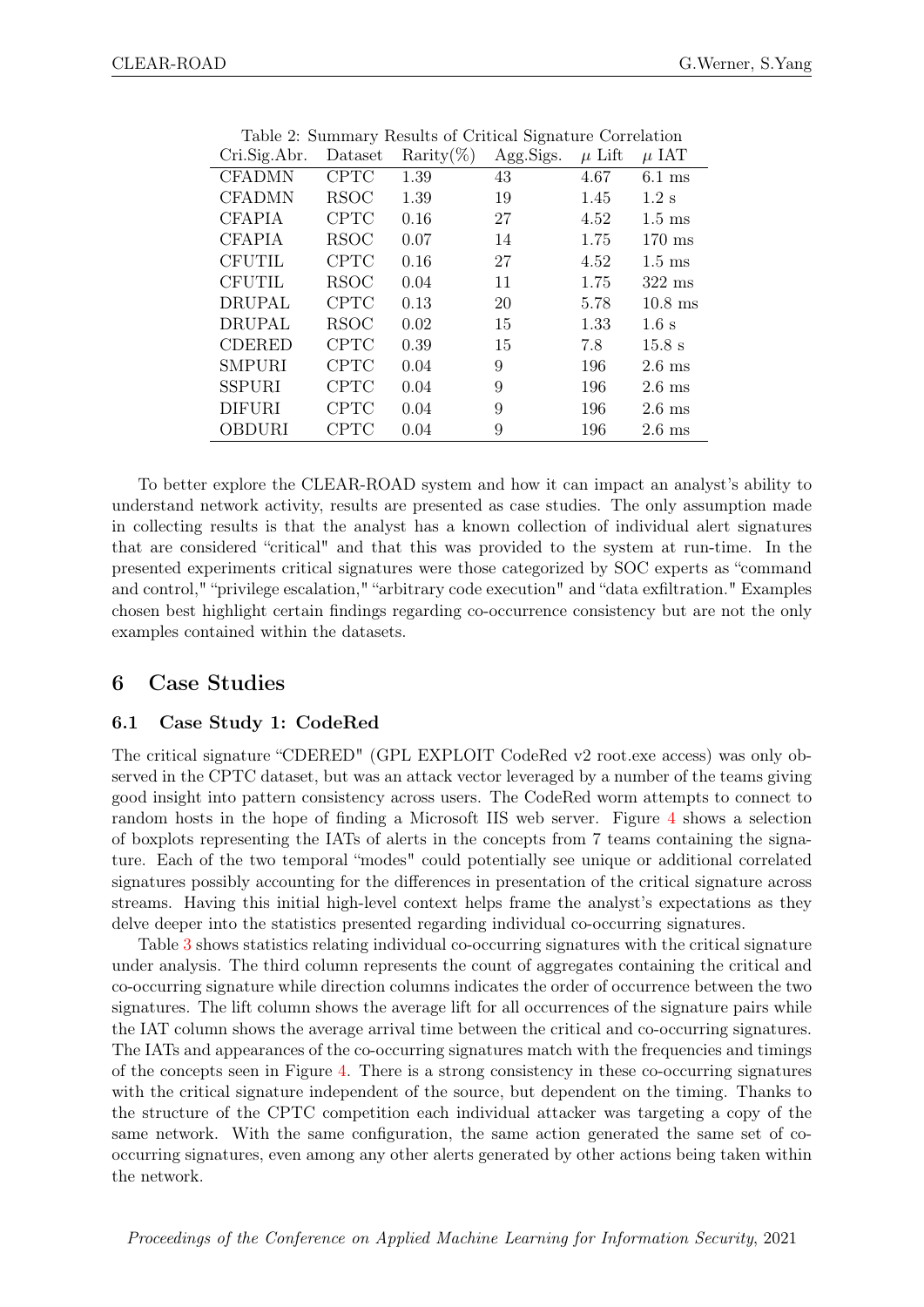Table 2: Summary Results of Critical Signature Correlation

| Cri.Sig.Abr. | Dataset | Rarity(%) | Agg.Sigs. | $\mu$ Lift | $\mu$ IAT |
|---|---|---|---|---|---|
| CFADMN | CPTC | 1.39 | 43 | 4.67 | 6.1 ms |
| CFADMN | RSOC | 1.39 | 19 | 1.45 | 1.2 s |
| CFAPIA | CPTC | 0.16 | 27 | 4.52 | 1.5 ms |
| CFAPIA | RSOC | 0.07 | 14 | 1.75 | 170 ms |
| CFUTIL | CPTC | 0.16 | 27 | 4.52 | 1.5 ms |
| CFUTIL | RSOC | 0.04 | 11 | 1.75 | 322 ms |
| DRUPAL | CPTC | 0.13 | 20 | 5.78 | 10.8 ms |
| DRUPAL | RSOC | 0.02 | 15 | 1.33 | 1.6 s |
| CDERED | CPTC | 0.39 | 15 | 7.8 | 15.8 s |
| SMPURI | CPTC | 0.04 | 9 | 196 | 2.6 ms |
| SSPURI | CPTC | 0.04 | 9 | 196 | 2.6 ms |
| DIFURI | CPTC | 0.04 | 9 | 196 | 2.6 ms |
| OBDURI | CPTC | 0.04 | 9 | 196 | 2.6 ms |

To better explore the CLEAR-ROAD system and how it can impact an analyst's ability to understand network activity, results are presented as case studies. The only assumption made in collecting results is that the analyst has a known collection of individual alert signatures that are considered "critical" and that this was provided to the system at run-time. In the presented experiments critical signatures were those categorized by SOC experts as "command and control," "privilege escalation," "arbitrary code execution" and "data exfiltration." Examples chosen best highlight certain findings regarding co-occurrence consistency but are not the only examples contained within the datasets.

## 6 Case Studies

### 6.1 Case Study 1: CodeRed

The critical signature "CDERED" (GPL EXPLOIT CodeRed v2 root.exe access) was only observed in the CPTC dataset, but was an attack vector leveraged by a number of the teams giving good insight into pattern consistency across users. The CodeRed worm attempts to connect to random hosts in the hope of finding a Microsoft IIS web server. Figure 4 shows a selection of boxplots representing the IATs of alerts in the concepts from 7 teams containing the signature. Each of the two temporal "modes" could potentially see unique or additional correlated signatures possibly accounting for the differences in presentation of the critical signature across streams. Having this initial high-level context helps frame the analyst's expectations as they delve deeper into the statistics presented regarding individual co-occurring signatures.

Table 3 shows statistics relating individual co-occurring signatures with the critical signature under analysis. The third column represents the count of aggregates containing the critical and co-occurring signature while direction columns indicates the order of occurrence between the two signatures. The lift column shows the average lift for all occurrences of the signature pairs while the IAT column shows the average arrival time between the critical and co-occurring signatures. The IATs and appearances of the co-occurring signatures match with the frequencies and timings of the concepts seen in Figure 4. There is a strong consistency in these co-occurring signatures with the critical signature independent of the source, but dependent on the timing. Thanks to the structure of the CPTC competition each individual attacker was targeting a copy of the same network. With the same configuration, the same action generated the same set of co-occurring signatures, even among any other alerts generated by other actions being taken within the network.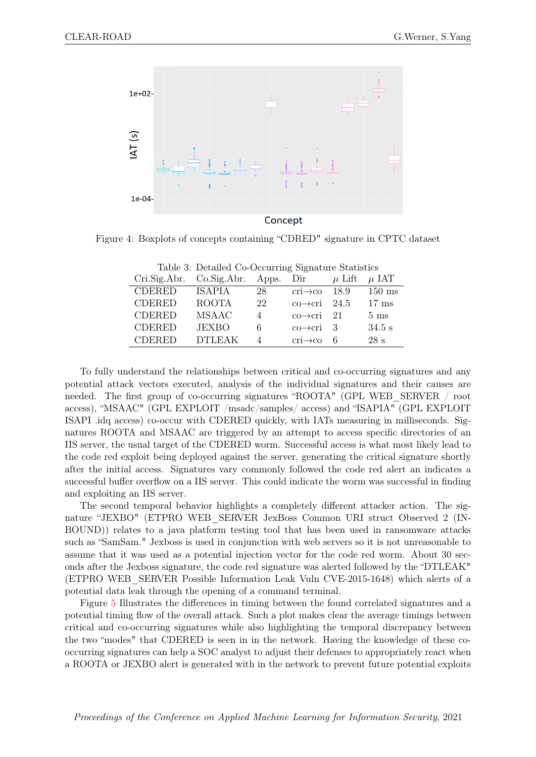Figure 4: Boxplots of concepts containing “CDRED" signature in CPTC dataset

Table 3: Detailed Co-Occurring Signature Statistics

| Cri.Sig.Abr. | Co.Sig.Abr. | Apps. | Dir | $\mu$ Lift | $\mu$ IAT |
|---|---|---|---|---|---|
| CDERED | ISAPIA | 28 | cri→co | 18.9 | 150 ms |
| CDERED | ROOTA | 22 | co→cri | 24.5 | 17 ms |
| CDERED | MSAAC | 4 | co→cri | 21 | 5 ms |
| CDERED | JEXBO | 6 | co→cri | 3 | 34.5 s |
| CDERED | DTLEAK | 4 | cri→co | 6 | 28 s |

To fully understand the relationships between critical and co-occurring signatures and any potential attack vectors executed, analysis of the individual signatures and their causes are needed. The first group of co-occurring signatures “ROOTA" (GPL WEB_SERVER / root access), “MSAAC" (GPL EXPLOIT /msadc/samples/ access) and “ISAPIA" (GPL EXPLOIT ISAPI .idq access) co-occur with CDERED quickly, with IATs measuring in milliseconds. Signatures ROOTA and MSAAC are triggered by an attempt to access specific directories of an IIS server, the usual target of the CDERED worm. Successful access is what most likely lead to the code red exploit being deployed against the server, generating the critical signature shortly after the initial access. Signatures vary commonly followed the code red alert an indicates a successful buffer overflow on a IIS server. This could indicate the worm was successful in finding and exploiting an IIS server.

The second temporal behavior highlights a completely different attacker action. The signature “JEXBO" (ETPRO WEB_SERVER JexBoss Common URI struct Observed 2 (INBOUND)) relates to a java platform testing tool that has been used in ransomware attacks such as “SamSam." Jexboss is used in conjunction with web servers so it is not unreasonable to assume that it was used as a potential injection vector for the code red worm. About 30 seconds after the Jexboss signature, the code red signature was alerted followed by the “DTLEAK" (ETPRO WEB_SERVER Possible Information Leak Vuln CVE-2015-1648) which alerts of a potential data leak through the opening of a command terminal.

Figure 5 Illustrates the differences in timing between the found correlated signatures and a potential timing flow of the overall attack. Such a plot makes clear the average timings between critical and co-occurring signatures while also highlighting the temporal discrepancy between the two “modes" that CDERED is seen in in the network. Having the knowledge of these co-occurring signatures can help a SOC analyst to adjust their defenses to appropriately react when a ROOTA or JEXBO alert is generated with in the network to prevent future potential exploits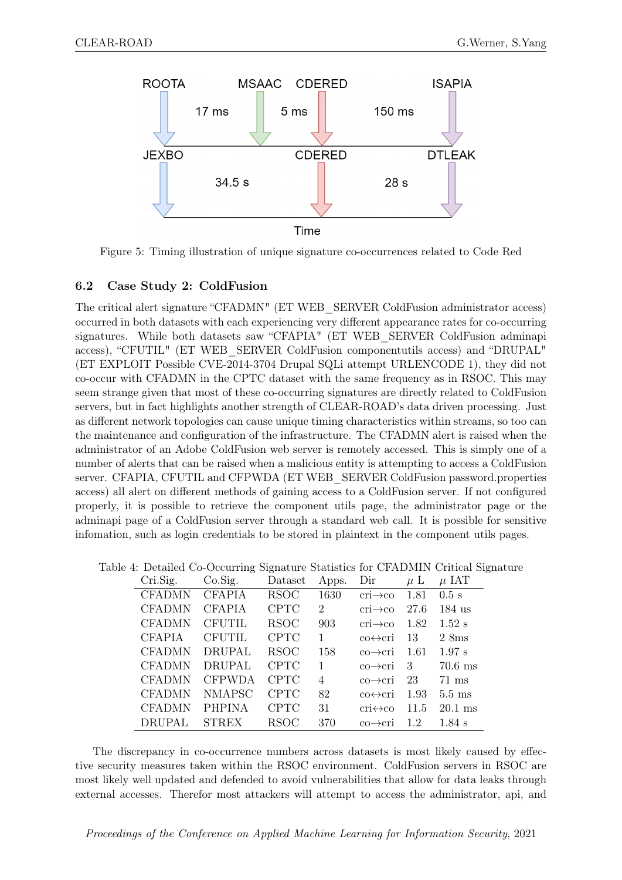ROOTA MSAAC CDERED ISAPIA

17 ms 5 ms 150 ms

JEXBO CDERED DTLEAK

34.5 s 28 s

Time

Figure 5: Timing illustration of unique signature co-occurrences related to Code Red

### 6.2 Case Study 2: ColdFusion

The critical alert signature "CFADMN" (ET WEB_SERVER ColdFusion administrator access) occurred in both datasets with each experiencing very different appearance rates for co-occurring signatures. While both datasets saw "CFAPIA" (ET WEB_SERVER ColdFusion adminapi access), "CFUTIL" (ET WEB_SERVER ColdFusion componentutils access) and "DRUPAL" (ET EXPLOIT Possible CVE-2014-3704 Drupal SQLi attempt URLENCODE 1), they did not co-occur with CFADMN in the CPTC dataset with the same frequency as in RSOC. This may seem strange given that most of these co-occurring signatures are directly related to ColdFusion servers, but in fact highlights another strength of CLEAR-ROAD's data driven processing. Just as different network topologies can cause unique timing characteristics within streams, so too can the maintenance and configuration of the infrastructure. The CFADMN alert is raised when the administrator of an Adobe ColdFusion web server is remotely accessed. This is simply one of a number of alerts that can be raised when a malicious entity is attempting to access a ColdFusion server. CFAPIA, CFUTIL and CFPWDA (ET WEB_SERVER ColdFusion password.properties access) all alert on different methods of gaining access to a ColdFusion server. If not configured properly, it is possible to retrieve the component utils page, the administrator page or the adminapi page of a ColdFusion server through a standard web call. It is possible for sensitive infomation, such as login credentials to be stored in plaintext in the component utils pages.

Table 4: Detailed Co-Occurring Signature Statistics for CFADMIN Critical Signature

| Cri.Sig. | Co.Sig. | Dataset | Apps. | Dir | $\mu$ L | $\mu$ IAT |
|---|---|---|---|---|---|---|
| CFADMN | CFAPIA | RSOC | 1630 | cri→co | 1.81 | 0.5 s |
| CFADMN | CFAPIA | CPTC | 2 | cri→co | 27.6 | 184 us |
| CFADMN | CFUTIL | RSOC | 903 | cri→co | 1.82 | 1.52 s |
| CFAPIA | CFUTIL | CPTC | 1 | co↔cri | 13 | 2 8ms |
| CFADMN | DRUPAL | RSOC | 158 | co→cri | 1.61 | 1.97 s |
| CFADMN | DRUPAL | CPTC | 1 | co→cri | 3 | 70.6 ms |
| CFADMN | CFPWDA | CPTC | 4 | co→cri | 23 | 71 ms |
| CFADMN | NMAPSC | CPTC | 82 | co↔cri | 1.93 | 5.5 ms |
| CFADMN | PHPINA | CPTC | 31 | cri↔co | 11.5 | 20.1 ms |
| DRUPAL | STREX | RSOC | 370 | co→cri | 1.2 | 1.84 s |

The discrepancy in co-occurrence numbers across datasets is most likely caused by effective security measures taken within the RSOC environment. ColdFusion servers in RSOC are most likely well updated and defended to avoid vulnerabilities that allow for data leaks through external accesses. Therefor most attackers will attempt to access the administrator, api, and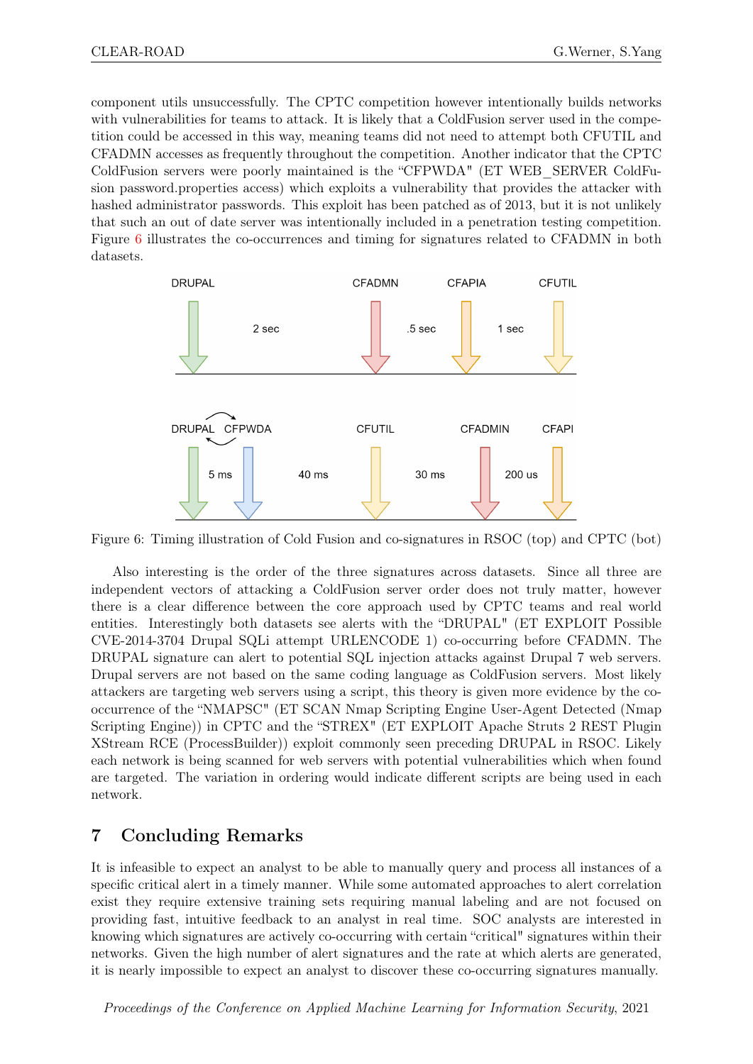component utils unsuccessfully. The CPTC competition however intentionally builds networks with vulnerabilities for teams to attack. It is likely that a ColdFusion server used in the competition could be accessed in this way, meaning teams did not need to attempt both CFUTIL and CFADMN accesses as frequently throughout the competition. Another indicator that the CPTC ColdFusion servers were poorly maintained is the "CFPWDA" (ET WEB_SERVER ColdFusion password.properties access) which exploits a vulnerability that provides the attacker with hashed administrator passwords. This exploit has been patched as of 2013, but it is not unlikely that such an out of date server was intentionally included in a penetration testing competition. Figure 6 illustrates the co-occurrences and timing for signatures related to CFADMN in both datasets.

Figure 6: Timing illustration of Cold Fusion and co-signatures in RSOC (top) and CPTC (bot)

Also interesting is the order of the three signatures across datasets. Since all three are independent vectors of attacking a ColdFusion server order does not truly matter, however there is a clear difference between the core approach used by CPTC teams and real world entities. Interestingly both datasets see alerts with the "DRUPAL" (ET EXPLOIT Possible CVE-2014-3704 Drupal SQLi attempt URLENCODE 1) co-occurring before CFADMN. The DRUPAL signature can alert to potential SQL injection attacks against Drupal 7 web servers. Drupal servers are not based on the same coding language as ColdFusion servers. Most likely attackers are targeting web servers using a script, this theory is given more evidence by the co-occurrence of the "NMAPSC" (ET SCAN Nmap Scripting Engine User-Agent Detected (Nmap Scripting Engine)) in CPTC and the "STREX" (ET EXPLOIT Apache Struts 2 REST Plugin XStream RCE (ProcessBuilder)) exploit commonly seen preceding DRUPAL in RSOC. Likely each network is being scanned for web servers with potential vulnerabilities which when found are targeted. The variation in ordering would indicate different scripts are being used in each network.

## 7 Concluding Remarks

It is infeasible to expect an analyst to be able to manually query and process all instances of a specific critical alert in a timely manner. While some automated approaches to alert correlation exist they require extensive training sets requiring manual labeling and are not focused on providing fast, intuitive feedback to an analyst in real time. SOC analysts are interested in knowing which signatures are actively co-occurring with certain "critical" signatures within their networks. Given the high number of alert signatures and the rate at which alerts are generated, it is nearly impossible to expect an analyst to discover these co-occurring signatures manually.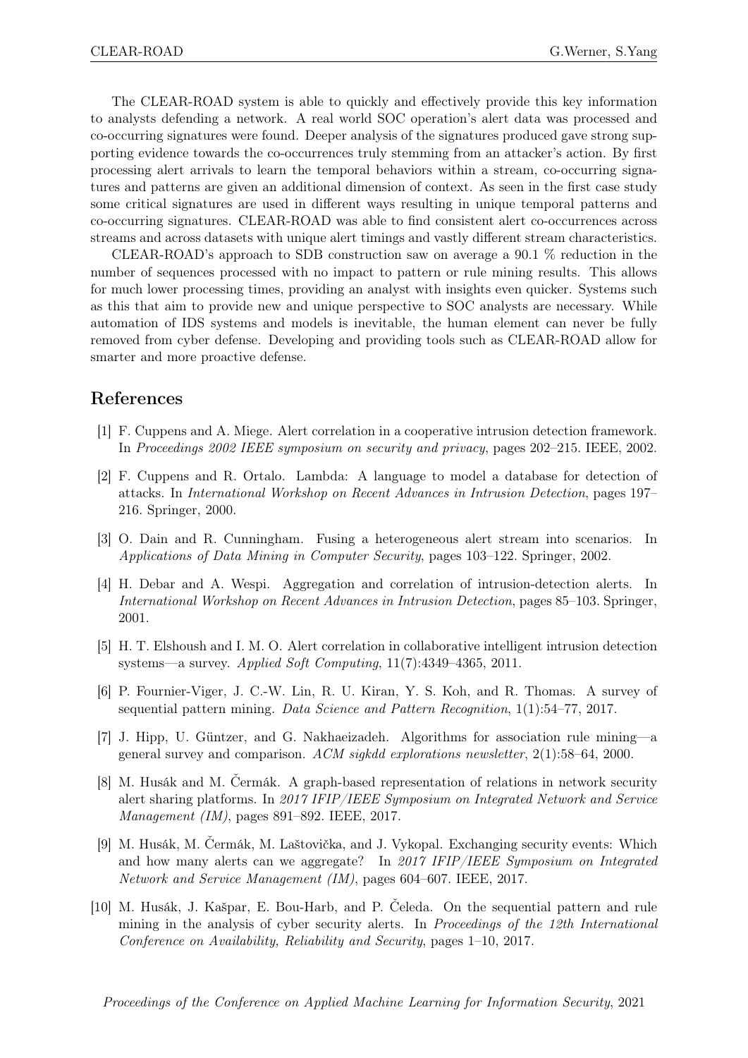The CLEAR-ROAD system is able to quickly and effectively provide this key information to analysts defending a network. A real world SOC operation's alert data was processed and co-occurring signatures were found. Deeper analysis of the signatures produced gave strong supporting evidence towards the co-occurrences truly stemming from an attacker's action. By first processing alert arrivals to learn the temporal behaviors within a stream, co-occurring signatures and patterns are given an additional dimension of context. As seen in the first case study some critical signatures are used in different ways resulting in unique temporal patterns and co-occurring signatures. CLEAR-ROAD was able to find consistent alert co-occurrences across streams and across datasets with unique alert timings and vastly different stream characteristics.

CLEAR-ROAD's approach to SDB construction saw on average a 90.1 % reduction in the number of sequences processed with no impact to pattern or rule mining results. This allows for much lower processing times, providing an analyst with insights even quicker. Systems such as this that aim to provide new and unique perspective to SOC analysts are necessary. While automation of IDS systems and models is inevitable, the human element can never be fully removed from cyber defense. Developing and providing tools such as CLEAR-ROAD allow for smarter and more proactive defense.

## References

[1] F. Cuppens and A. Miege. Alert correlation in a cooperative intrusion detection framework. In *Proceedings 2002 IEEE symposium on security and privacy*, pages 202–215. IEEE, 2002.

[2] F. Cuppens and R. Ortalo. Lambda: A language to model a database for detection of attacks. In *International Workshop on Recent Advances in Intrusion Detection*, pages 197–216. Springer, 2000.

[3] O. Dain and R. Cunningham. Fusing a heterogeneous alert stream into scenarios. In *Applications of Data Mining in Computer Security*, pages 103–122. Springer, 2002.

[4] H. Debar and A. Wespi. Aggregation and correlation of intrusion-detection alerts. In *International Workshop on Recent Advances in Intrusion Detection*, pages 85–103. Springer, 2001.

[5] H. T. Elshoush and I. M. O. Alert correlation in collaborative intelligent intrusion detection systems—a survey. *Applied Soft Computing*, 11(7):4349–4365, 2011.

[6] P. Fournier-Viger, J. C.-W. Lin, R. U. Kiran, Y. S. Koh, and R. Thomas. A survey of sequential pattern mining. *Data Science and Pattern Recognition*, 1(1):54–77, 2017.

[7] J. Hipp, U. Güntzer, and G. Nakhaeizadeh. Algorithms for association rule mining—a general survey and comparison. *ACM sigkdd explorations newsletter*, 2(1):58–64, 2000.

[8] M. Husák and M. Čermák. A graph-based representation of relations in network security alert sharing platforms. In *2017 IFIP/IEEE Symposium on Integrated Network and Service Management (IM)*, pages 891–892. IEEE, 2017.

[9] M. Husák, M. Čermák, M. Laštovička, and J. Vykopal. Exchanging security events: Which and how many alerts can we aggregate? In *2017 IFIP/IEEE Symposium on Integrated Network and Service Management (IM)*, pages 604–607. IEEE, 2017.

[10] M. Husák, J. Kašpar, E. Bou-Harb, and P. Čeleda. On the sequential pattern and rule mining in the analysis of cyber security alerts. In *Proceedings of the 12th International Conference on Availability, Reliability and Security*, pages 1–10, 2017.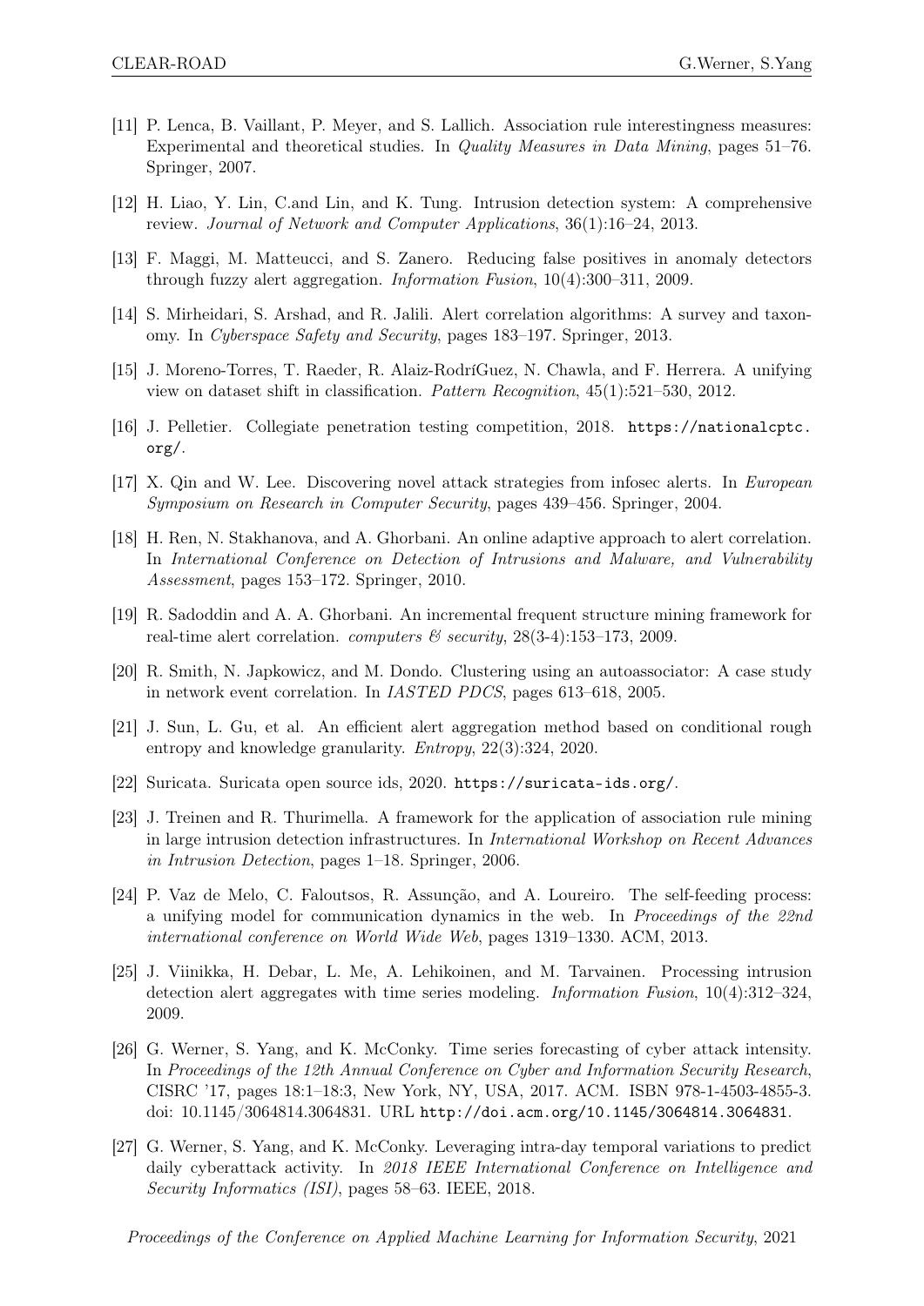[11] P. Lenca, B. Vaillant, P. Meyer, and S. Lallich. Association rule interestingness measures: Experimental and theoretical studies. In *Quality Measures in Data Mining*, pages 51–76. Springer, 2007.

[12] H. Liao, Y. Lin, C.and Lin, and K. Tung. Intrusion detection system: A comprehensive review. *Journal of Network and Computer Applications*, 36(1):16–24, 2013.

[13] F. Maggi, M. Matteucci, and S. Zanero. Reducing false positives in anomaly detectors through fuzzy alert aggregation. *Information Fusion*, 10(4):300–311, 2009.

[14] S. Mirheidari, S. Arshad, and R. Jalili. Alert correlation algorithms: A survey and taxonomy. In *Cyberspace Safety and Security*, pages 183–197. Springer, 2013.

[15] J. Moreno-Torres, T. Raeder, R. Alaiz-RodríGuez, N. Chawla, and F. Herrera. A unifying view on dataset shift in classification. *Pattern Recognition*, 45(1):521–530, 2012.

[16] J. Pelletier. Collegiate penetration testing competition, 2018. https://nationalcptc.org/.

[17] X. Qin and W. Lee. Discovering novel attack strategies from infosec alerts. In *European Symposium on Research in Computer Security*, pages 439–456. Springer, 2004.

[18] H. Ren, N. Stakhanova, and A. Ghorbani. An online adaptive approach to alert correlation. In *International Conference on Detection of Intrusions and Malware, and Vulnerability Assessment*, pages 153–172. Springer, 2010.

[19] R. Sadoddin and A. A. Ghorbani. An incremental frequent structure mining framework for real-time alert correlation. *computers & security*, 28(3-4):153–173, 2009.

[20] R. Smith, N. Japkowicz, and M. Dondo. Clustering using an autoassociator: A case study in network event correlation. In *IASTED PDCS*, pages 613–618, 2005.

[21] J. Sun, L. Gu, et al. An efficient alert aggregation method based on conditional rough entropy and knowledge granularity. *Entropy*, 22(3):324, 2020.

[22] Suricata. Suricata open source ids, 2020. https://suricata-ids.org/.

[23] J. Treinen and R. Thurimella. A framework for the application of association rule mining in large intrusion detection infrastructures. In *International Workshop on Recent Advances in Intrusion Detection*, pages 1–18. Springer, 2006.

[24] P. Vaz de Melo, C. Faloutsos, R. Assunção, and A. Loureiro. The self-feeding process: a unifying model for communication dynamics in the web. In *Proceedings of the 22nd international conference on World Wide Web*, pages 1319–1330. ACM, 2013.

[25] J. Viinikka, H. Debar, L. Me, A. Lehikoinen, and M. Tarvainen. Processing intrusion detection alert aggregates with time series modeling. *Information Fusion*, 10(4):312–324, 2009.

[26] G. Werner, S. Yang, and K. McConky. Time series forecasting of cyber attack intensity. In *Proceedings of the 12th Annual Conference on Cyber and Information Security Research*, CISRC '17, pages 18:1–18:3, New York, NY, USA, 2017. ACM. ISBN 978-1-4503-4855-3. doi: 10.1145/3064814.3064831. URL http://doi.acm.org/10.1145/3064814.3064831.

[27] G. Werner, S. Yang, and K. McConky. Leveraging intra-day temporal variations to predict daily cyberattack activity. In *2018 IEEE International Conference on Intelligence and Security Informatics (ISI)*, pages 58–63. IEEE, 2018.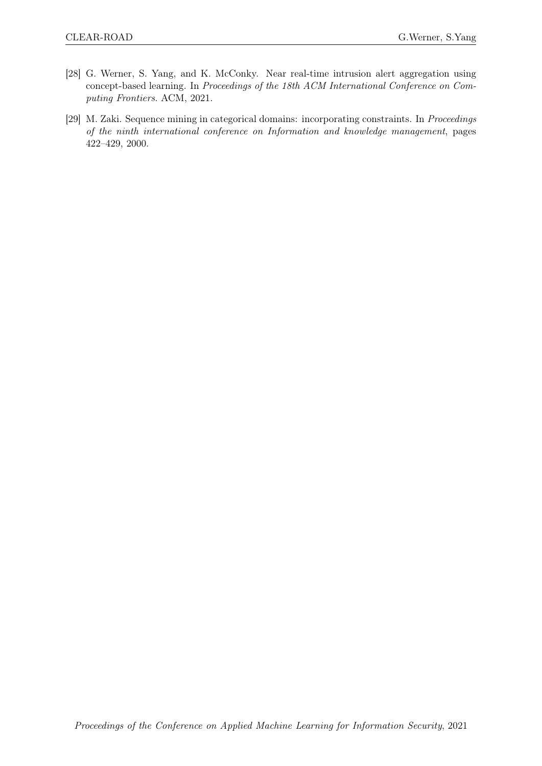[28] G. Werner, S. Yang, and K. McConky. Near real-time intrusion alert aggregation using concept-based learning. In *Proceedings of the 18th ACM International Conference on Computing Frontiers*. ACM, 2021.

[29] M. Zaki. Sequence mining in categorical domains: incorporating constraints. In *Proceedings of the ninth international conference on Information and knowledge management*, pages 422–429, 2000.